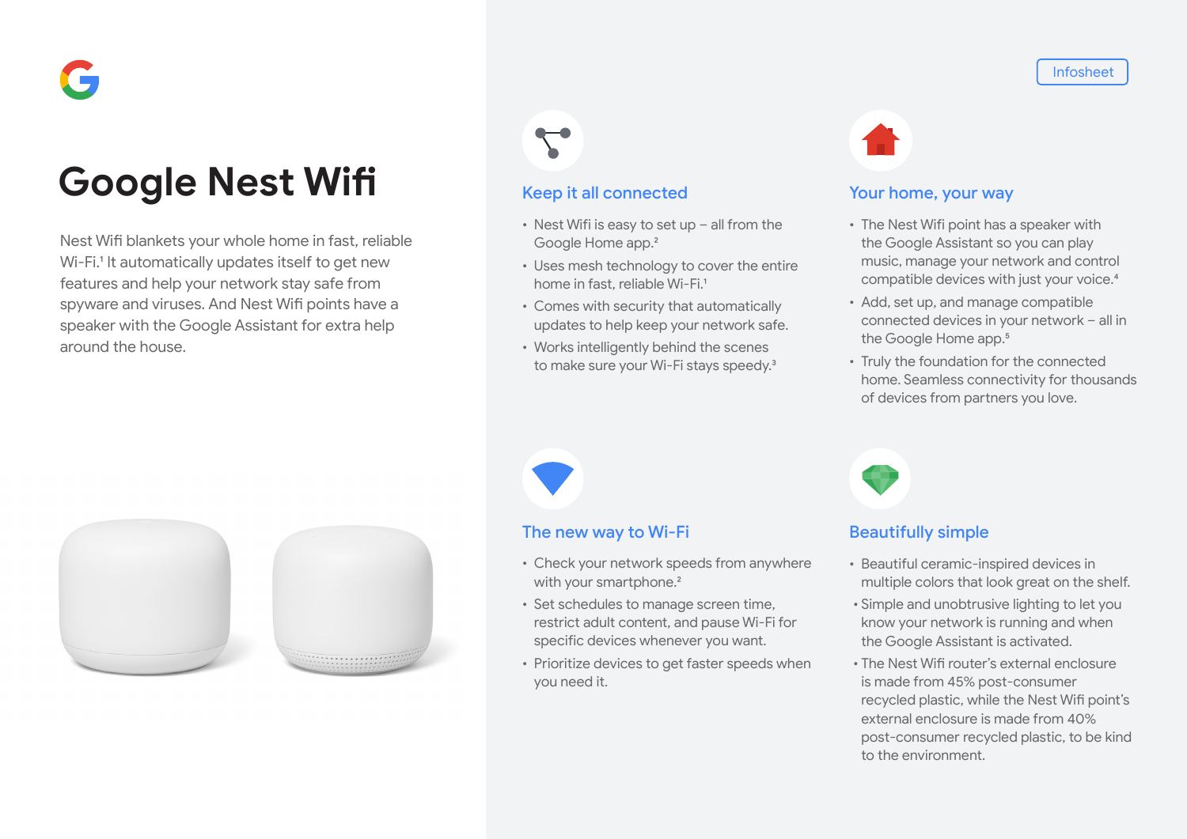Infosheet

# Google Nest Wifi

Nest Wifi blankets your whole home in fast, reliable Wi-Fi.[1] It automatically updates itself to get new features and help your network stay safe from spyware and viruses. And Nest Wifi points have a speaker with the Google Assistant for extra help around the house.

## Keep it all connected

- Nest Wifi is easy to set up – all from the Google Home app.[2]
- Uses mesh technology to cover the entire home in fast, reliable Wi-Fi.[1]
- Comes with security that automatically updates to help keep your network safe.
- Works intelligently behind the scenes to make sure your Wi-Fi stays speedy.[3]

## Your home, your way

- The Nest Wifi point has a speaker with the Google Assistant so you can play music, manage your network and control compatible devices with just your voice.[4]
- Add, set up, and manage compatible connected devices in your network – all in the Google Home app.[5]
- Truly the foundation for the connected home. Seamless connectivity for thousands of devices from partners you love.

## The new way to Wi-Fi

- Check your network speeds from anywhere with your smartphone.[2]
- Set schedules to manage screen time, restrict adult content, and pause Wi-Fi for specific devices whenever you want.
- Prioritize devices to get faster speeds when you need it.

## Beautifully simple

- Beautiful ceramic-inspired devices in multiple colors that look great on the shelf.
- Simple and unobtrusive lighting to let you know your network is running and when the Google Assistant is activated.
- The Nest Wifi router's external enclosure is made from 45% post-consumer recycled plastic, while the Nest Wifi point's external enclosure is made from 40% post-consumer recycled plastic, to be kind to the environment.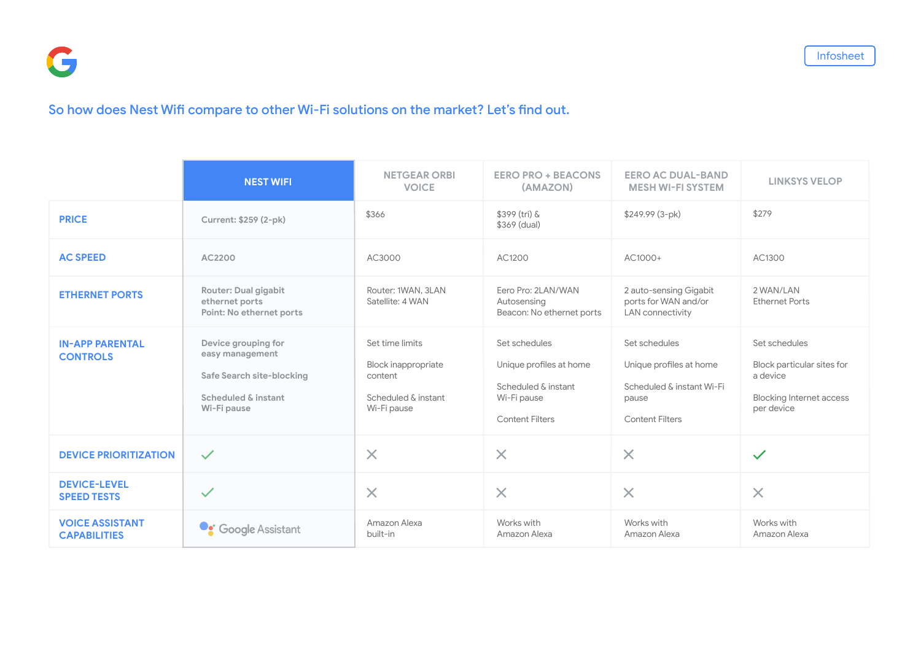Infosheet

## So how does Nest Wifi compare to other Wi-Fi solutions on the market? Let's find out.

| | NEST WIFI | NETGEAR ORBI VOICE | EERO PRO + BEACONS (AMAZON) | EERO AC DUAL-BAND MESH WI-FI SYSTEM | LINKSYS VELOP |
|---|---|---|---|---|---|
| PRICE | Current: $259 (2-pk) | $366 | $399 (tri) & $369 (dual) | $249.99 (3-pk) | $279 |
| AC SPEED | AC2200 | AC3000 | AC1200 | AC1000+ | AC1300 |
| ETHERNET PORTS | Router: Dual gigabit ethernet ports<br>Point: No ethernet ports | Router: 1WAN, 3LAN<br>Satellite: 4 WAN | Eero Pro: 2LAN/WAN Autosensing<br>Beacon: No ethernet ports | 2 auto-sensing Gigabit ports for WAN and/or LAN connectivity | 2 WAN/LAN Ethernet Ports |
| IN-APP PARENTAL CONTROLS | Device grouping for easy management<br><br>Safe Search site-blocking<br><br>Scheduled & instant Wi-Fi pause | Set time limits<br><br>Block inappropriate content<br><br>Scheduled & instant Wi-Fi pause | Set schedules<br><br>Unique profiles at home<br><br>Scheduled & instant Wi-Fi pause<br><br>Content Filters | Set schedules<br><br>Unique profiles at home<br><br>Scheduled & instant Wi-Fi pause<br><br>Content Filters | Set schedules<br><br>Block particular sites for a device<br><br>Blocking Internet access per device |
| DEVICE PRIORITIZATION | ✓ | ✗ | ✗ | ✗ | ✓ |
| DEVICE-LEVEL SPEED TESTS | ✓ | ✗ | ✗ | ✗ | ✗ |
| VOICE ASSISTANT CAPABILITIES | Google Assistant | Amazon Alexa built-in | Works with Amazon Alexa | Works with Amazon Alexa | Works with Amazon Alexa |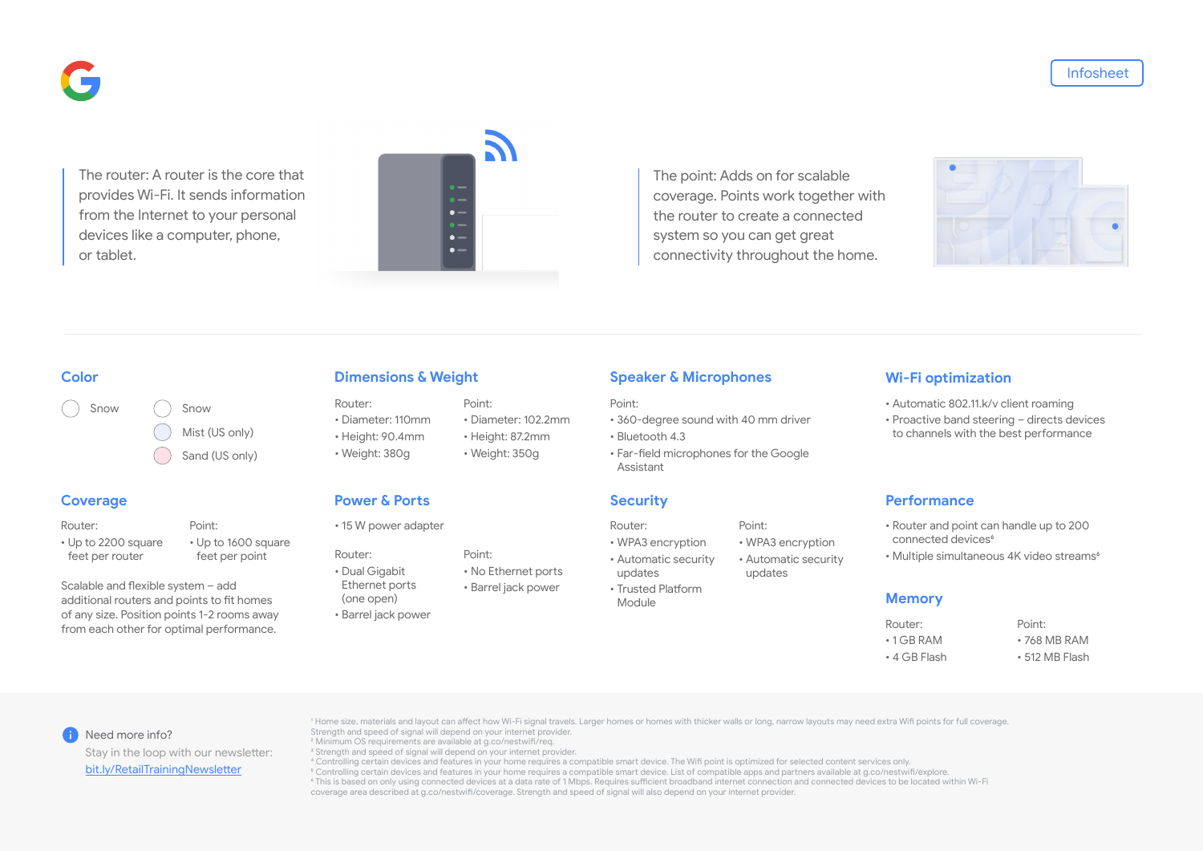Infosheet

The router: A router is the core that provides Wi-Fi. It sends information from the Internet to your personal devices like a computer, phone, or tablet.

The point: Adds on for scalable coverage. Points work together with the router to create a connected system so you can get great connectivity throughout the home.

## Color

- Snow

- Snow
- Mist (US only)
- Sand (US only)

## Coverage

Router:
- Up to 2200 square feet per router

Point:
- Up to 1600 square feet per point

Scalable and flexible system – add additional routers and points to fit homes of any size. Position points 1-2 rooms away from each other for optimal performance.

## Dimensions & Weight

Router:
- Diameter: 110mm
- Height: 90.4mm
- Weight: 380g

Point:
- Diameter: 102.2mm
- Height: 87.2mm
- Weight: 350g

## Power & Ports

- 15 W power adapter

Router:
- Dual Gigabit Ethernet ports (one open)
- Barrel jack power

Point:
- No Ethernet ports
- Barrel jack power

## Speaker & Microphones

Point:
- 360-degree sound with 40 mm driver
- Bluetooth 4.3
- Far-field microphones for the Google Assistant

## Security

Router:
- WPA3 encryption
- Automatic security updates
- Trusted Platform Module

Point:
- WPA3 encryption
- Automatic security updates

## Wi-Fi optimization

- Automatic 802.11.k/v client roaming
- Proactive band steering – directs devices to channels with the best performance

## Performance

- Router and point can handle up to 200 connected devices[6]
- Multiple simultaneous 4K video streams[6]

## Memory

Router:
- 1 GB RAM
- 4 GB Flash

Point:
- 768 MB RAM
- 512 MB Flash

Need more info?

Stay in the loop with our newsletter:
bit.ly/RetailTrainingNewsletter

[1] Home size, materials and layout can affect how Wi-Fi signal travels. Larger homes or homes with thicker walls or long, narrow layouts may need extra Wifi points for full coverage. Strength and speed of signal will depend on your internet provider.
[2] Minimum OS requirements are available at g.co/nestwifi/req.
[3] Strength and speed of signal will depend on your internet provider.
[4] Controlling certain devices and features in your home requires a compatible smart device. The Wifi point is optimized for selected content services only.
[5] Controlling certain devices and features in your home requires a compatible smart device. List of compatible apps and partners available at g.co/nestwifi/explore.
[6] This is based on only using connected devices at a data rate of 1 Mbps. Requires sufficient broadband internet connection and connected devices to be located within Wi-Fi coverage area described at g.co/nestwifi/coverage. Strength and speed of signal will also depend on your internet provider.